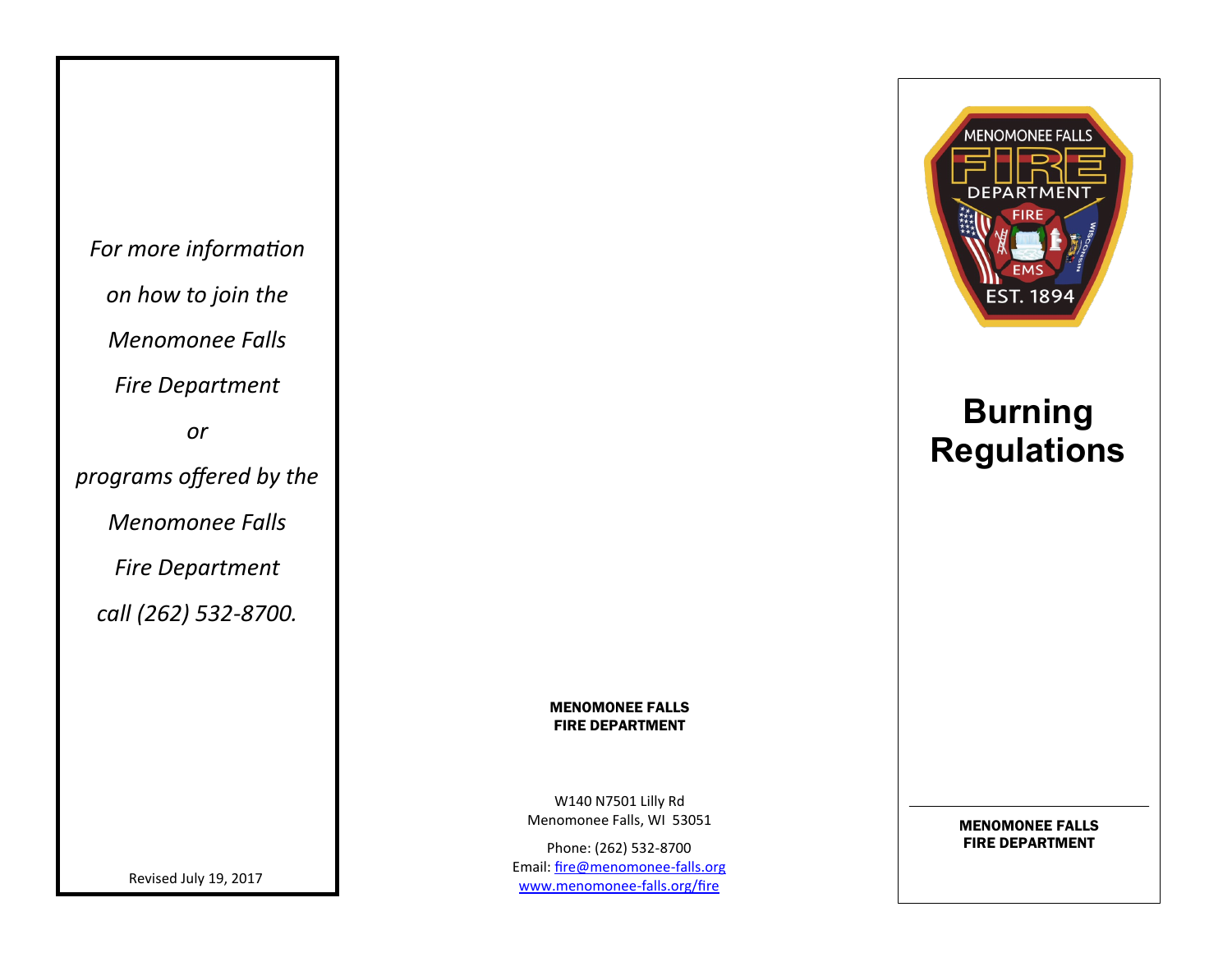*For more information*

*on how to join the*

*Menomonee Falls*

*Fire Department*

*or*

*programs offered by the*

*Menomonee Falls*

*Fire Department*

*call (262) 532-8700.*

Revised July 19, 2017

**MENOMONEE FALLS**
**FIRE DEPARTMENT**

W140 N7501 Lilly Rd
Menomonee Falls, WI 53051

Phone: (262) 532-8700
Email: fire@menomonee-falls.org
www.menomonee-falls.org/fire

MENOMONEE FALLS FIRE DEPARTMENT
FIRE
EMS
EST. 1894

# Burning Regulations

**MENOMONEE FALLS**
**FIRE DEPARTMENT**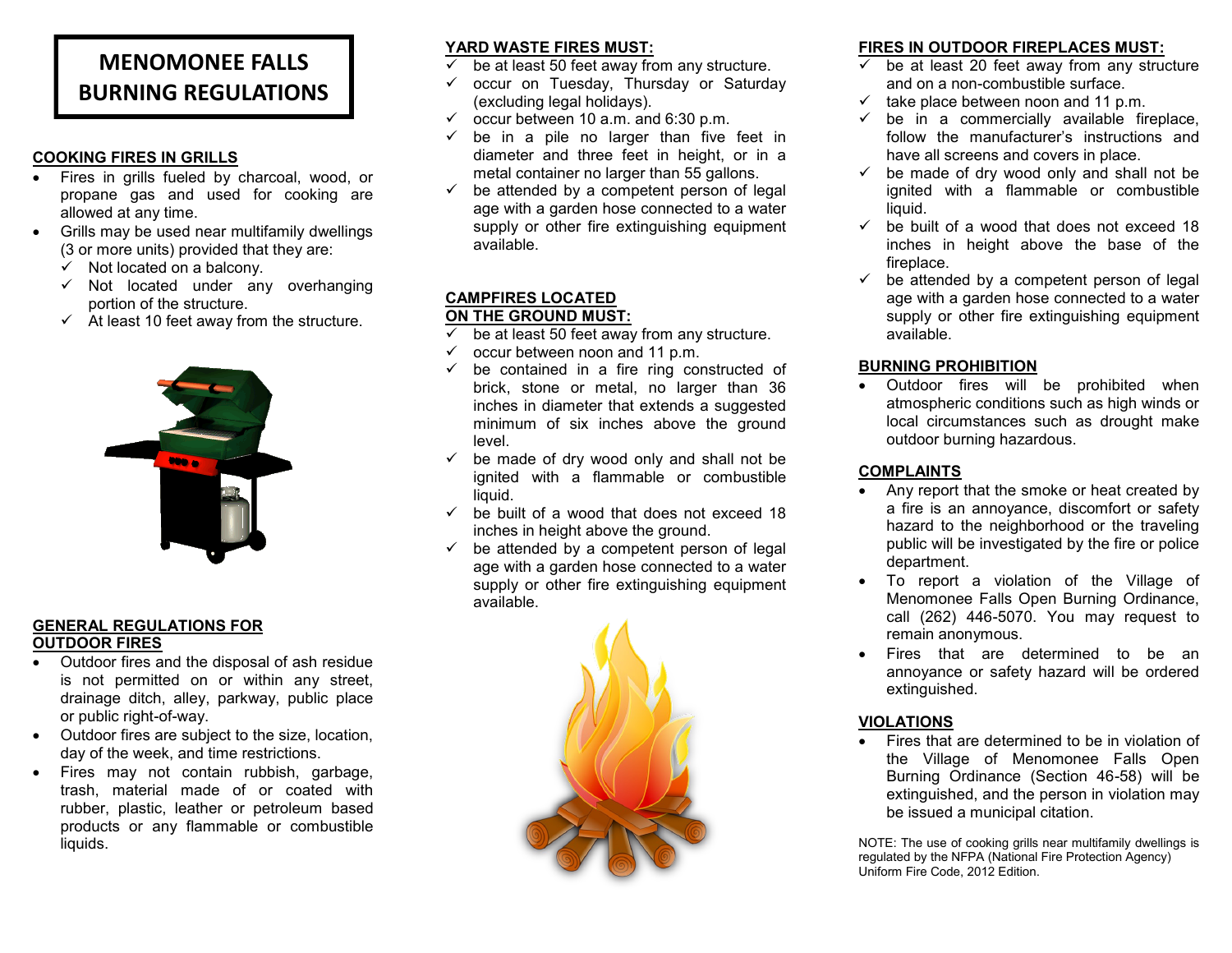# MENOMONEE FALLS BURNING REGULATIONS

## COOKING FIRES IN GRILLS

- Fires in grills fueled by charcoal, wood, or propane gas and used for cooking are allowed at any time.
- Grills may be used near multifamily dwellings (3 or more units) provided that they are:
  - ✓ Not located on a balcony.
  - ✓ Not located under any overhanging portion of the structure.
  - ✓ At least 10 feet away from the structure.

## GENERAL REGULATIONS FOR OUTDOOR FIRES

- Outdoor fires and the disposal of ash residue is not permitted on or within any street, drainage ditch, alley, parkway, public place or public right-of-way.
- Outdoor fires are subject to the size, location, day of the week, and time restrictions.
- Fires may not contain rubbish, garbage, trash, material made of or coated with rubber, plastic, leather or petroleum based products or any flammable or combustible liquids.

## YARD WASTE FIRES MUST:

- ✓ be at least 50 feet away from any structure.
- ✓ occur on Tuesday, Thursday or Saturday (excluding legal holidays).
- ✓ occur between 10 a.m. and 6:30 p.m.
- ✓ be in a pile no larger than five feet in diameter and three feet in height, or in a metal container no larger than 55 gallons.
- ✓ be attended by a competent person of legal age with a garden hose connected to a water supply or other fire extinguishing equipment available.

## CAMPFIRES LOCATED ON THE GROUND MUST:

- ✓ be at least 50 feet away from any structure.
- ✓ occur between noon and 11 p.m.
- ✓ be contained in a fire ring constructed of brick, stone or metal, no larger than 36 inches in diameter that extends a suggested minimum of six inches above the ground level.
- ✓ be made of dry wood only and shall not be ignited with a flammable or combustible liquid.
- ✓ be built of a wood that does not exceed 18 inches in height above the ground.
- ✓ be attended by a competent person of legal age with a garden hose connected to a water supply or other fire extinguishing equipment available.

## FIRES IN OUTDOOR FIREPLACES MUST:

- ✓ be at least 20 feet away from any structure and on a non-combustible surface.
- ✓ take place between noon and 11 p.m.
- ✓ be in a commercially available fireplace, follow the manufacturer's instructions and have all screens and covers in place.
- ✓ be made of dry wood only and shall not be ignited with a flammable or combustible liquid.
- ✓ be built of a wood that does not exceed 18 inches in height above the base of the fireplace.
- ✓ be attended by a competent person of legal age with a garden hose connected to a water supply or other fire extinguishing equipment available.

## BURNING PROHIBITION

- Outdoor fires will be prohibited when atmospheric conditions such as high winds or local circumstances such as drought make outdoor burning hazardous.

## COMPLAINTS

- Any report that the smoke or heat created by a fire is an annoyance, discomfort or safety hazard to the neighborhood or the traveling public will be investigated by the fire or police department.
- To report a violation of the Village of Menomonee Falls Open Burning Ordinance, call (262) 446-5070. You may request to remain anonymous.
- Fires that are determined to be an annoyance or safety hazard will be ordered extinguished.

## VIOLATIONS

- Fires that are determined to be in violation of the Village of Menomonee Falls Open Burning Ordinance (Section 46-58) will be extinguished, and the person in violation may be issued a municipal citation.

NOTE: The use of cooking grills near multifamily dwellings is regulated by the NFPA (National Fire Protection Agency) Uniform Fire Code, 2012 Edition.